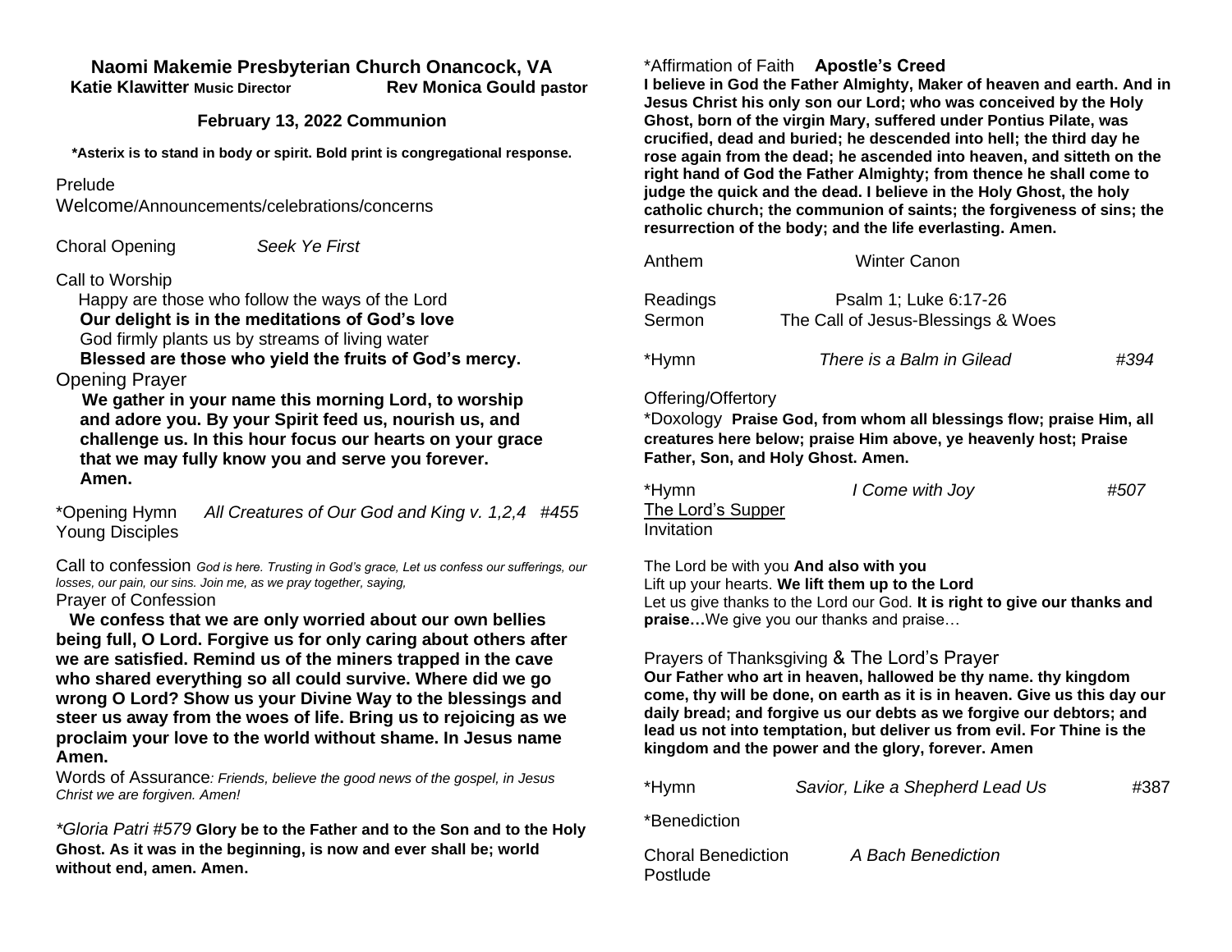## Naomi Makemie Presbyterian Church Onancock, VA

**Katie Klawitter Music Director** **Rev Monica Gould pastor**

**February 13, 2022 Communion**

**\*Asterix is to stand in body or spirit. Bold print is congregational response.**

Prelude

Welcome/Announcements/celebrations/concerns

Choral Opening *Seek Ye First*

Call to Worship

Happy are those who follow the ways of the Lord

**Our delight is in the meditations of God's love**

God firmly plants us by streams of living water

**Blessed are those who yield the fruits of God's mercy.**

Opening Prayer

**We gather in your name this morning Lord, to worship and adore you. By your Spirit feed us, nourish us, and challenge us. In this hour focus our hearts on your grace that we may fully know you and serve you forever. Amen.**

\*Opening Hymn *All Creatures of Our God and King v. 1,2,4 #455*

Young Disciples

Call to confession *God is here. Trusting in God's grace, Let us confess our sufferings, our losses, our pain, our sins. Join me, as we pray together, saying,*

Prayer of Confession

**We confess that we are only worried about our own bellies being full, O Lord. Forgive us for only caring about others after we are satisfied. Remind us of the miners trapped in the cave who shared everything so all could survive. Where did we go wrong O Lord? Show us your Divine Way to the blessings and steer us away from the woes of life. Bring us to rejoicing as we proclaim your love to the world without shame. In Jesus name Amen.**

Words of Assurance*: Friends, believe the good news of the gospel, in Jesus Christ we are forgiven. Amen!*

*\*Gloria Patri #579* **Glory be to the Father and to the Son and to the Holy Ghost. As it was in the beginning, is now and ever shall be; world without end, amen. Amen.**

\*Affirmation of Faith **Apostle's Creed**

**I believe in God the Father Almighty, Maker of heaven and earth. And in Jesus Christ his only son our Lord; who was conceived by the Holy Ghost, born of the virgin Mary, suffered under Pontius Pilate, was crucified, dead and buried; he descended into hell; the third day he rose again from the dead; he ascended into heaven, and sitteth on the right hand of God the Father Almighty; from thence he shall come to judge the quick and the dead. I believe in the Holy Ghost, the holy catholic church; the communion of saints; the forgiveness of sins; the resurrection of the body; and the life everlasting. Amen.**

Anthem Winter Canon

Readings Psalm 1; Luke 6:17-26

Sermon The Call of Jesus-Blessings & Woes

\*Hymn *There is a Balm in Gilead* *#394*

Offering/Offertory

\*Doxology **Praise God, from whom all blessings flow; praise Him, all creatures here below; praise Him above, ye heavenly host; Praise Father, Son, and Holy Ghost. Amen.**

\*Hymn *I Come with Joy* *#507*

The Lord's Supper

Invitation

The Lord be with you **And also with you**

Lift up your hearts. **We lift them up to the Lord**

Let us give thanks to the Lord our God. **It is right to give our thanks and praise…**We give you our thanks and praise…

Prayers of Thanksgiving & The Lord's Prayer

**Our Father who art in heaven, hallowed be thy name. thy kingdom come, thy will be done, on earth as it is in heaven. Give us this day our daily bread; and forgive us our debts as we forgive our debtors; and lead us not into temptation, but deliver us from evil. For Thine is the kingdom and the power and the glory, forever. Amen**

\*Hymn *Savior, Like a Shepherd Lead Us* #387

\*Benediction

Choral Benediction *A Bach Benediction*

Postlude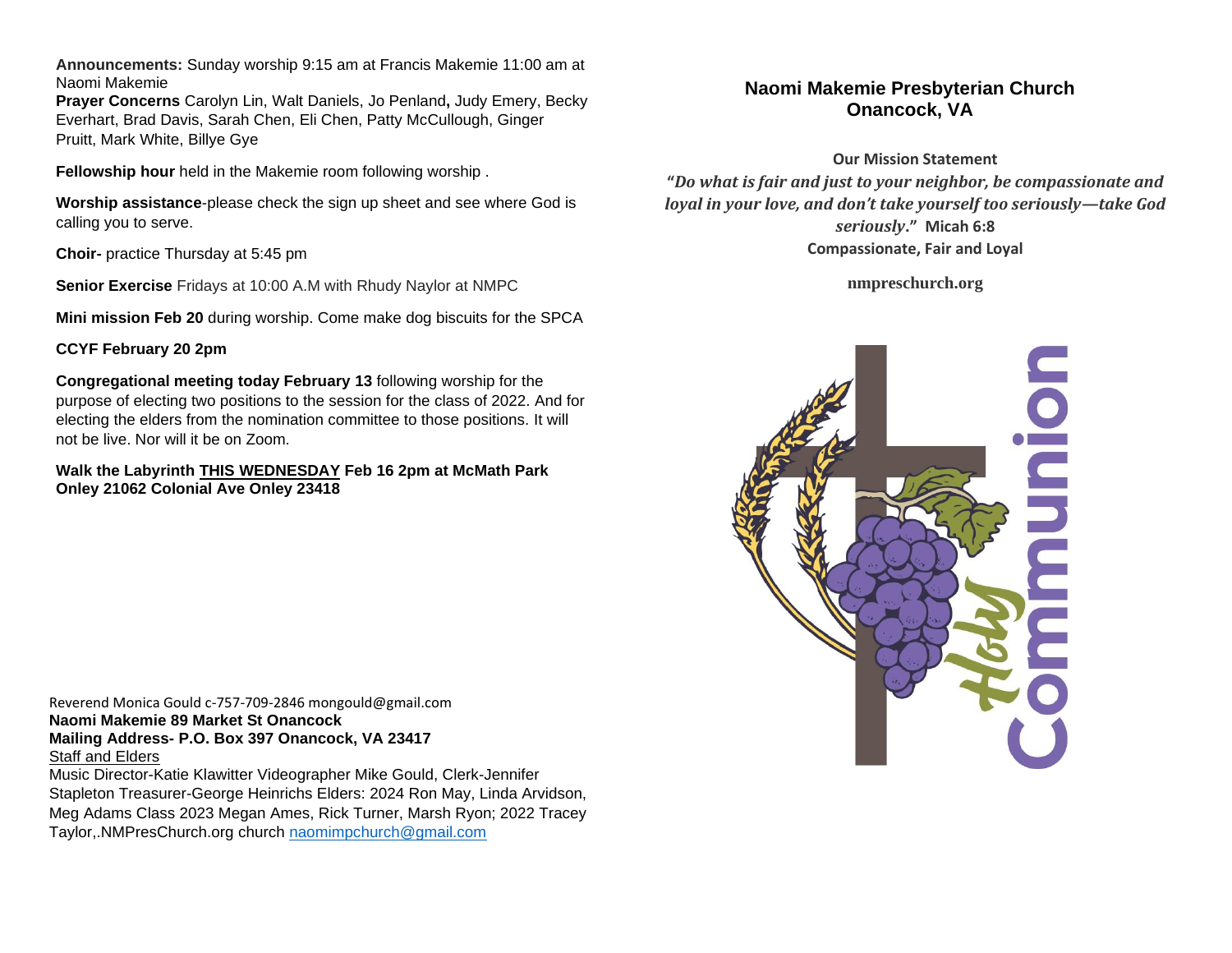**Announcements:** Sunday worship 9:15 am at Francis Makemie 11:00 am at Naomi Makemie

**Prayer Concerns** Carolyn Lin, Walt Daniels, Jo Penland**,** Judy Emery, Becky Everhart, Brad Davis, Sarah Chen, Eli Chen, Patty McCullough, Ginger Pruitt, Mark White, Billye Gye

**Fellowship hour** held in the Makemie room following worship .

**Worship assistance**-please check the sign up sheet and see where God is calling you to serve.

**Choir-** practice Thursday at 5:45 pm

**Senior Exercise** Fridays at 10:00 A.M with Rhudy Naylor at NMPC

**Mini mission Feb 20** during worship. Come make dog biscuits for the SPCA

**CCYF February 20 2pm**

**Congregational meeting today February 13** following worship for the purpose of electing two positions to the session for the class of 2022. And for electing the elders from the nomination committee to those positions. It will not be live. Nor will it be on Zoom.

**Walk the Labyrinth THIS WEDNESDAY Feb 16 2pm at McMath Park Onley 21062 Colonial Ave Onley 23418**

Reverend Monica Gould c-757-709-2846 mongould@gmail.com
**Naomi Makemie 89 Market St Onancock**
**Mailing Address- P.O. Box 397 Onancock, VA 23417**
Staff and Elders
Music Director-Katie Klawitter Videographer Mike Gould, Clerk-Jennifer Stapleton Treasurer-George Heinrichs Elders: 2024 Ron May, Linda Arvidson, Meg Adams Class 2023 Megan Ames, Rick Turner, Marsh Ryon; 2022 Tracey Taylor,.NMPresChurch.org church naomimpchurch@gmail.com

## Naomi Makemie Presbyterian Church
## Onancock, VA

**Our Mission Statement**

***"Do what is fair and just to your neighbor, be compassionate and loyal in your love, and don't take yourself too seriously—take God seriously."*** **Micah 6:8**
**Compassionate, Fair and Loyal**

**nmpreschurch.org**

Holy Communion